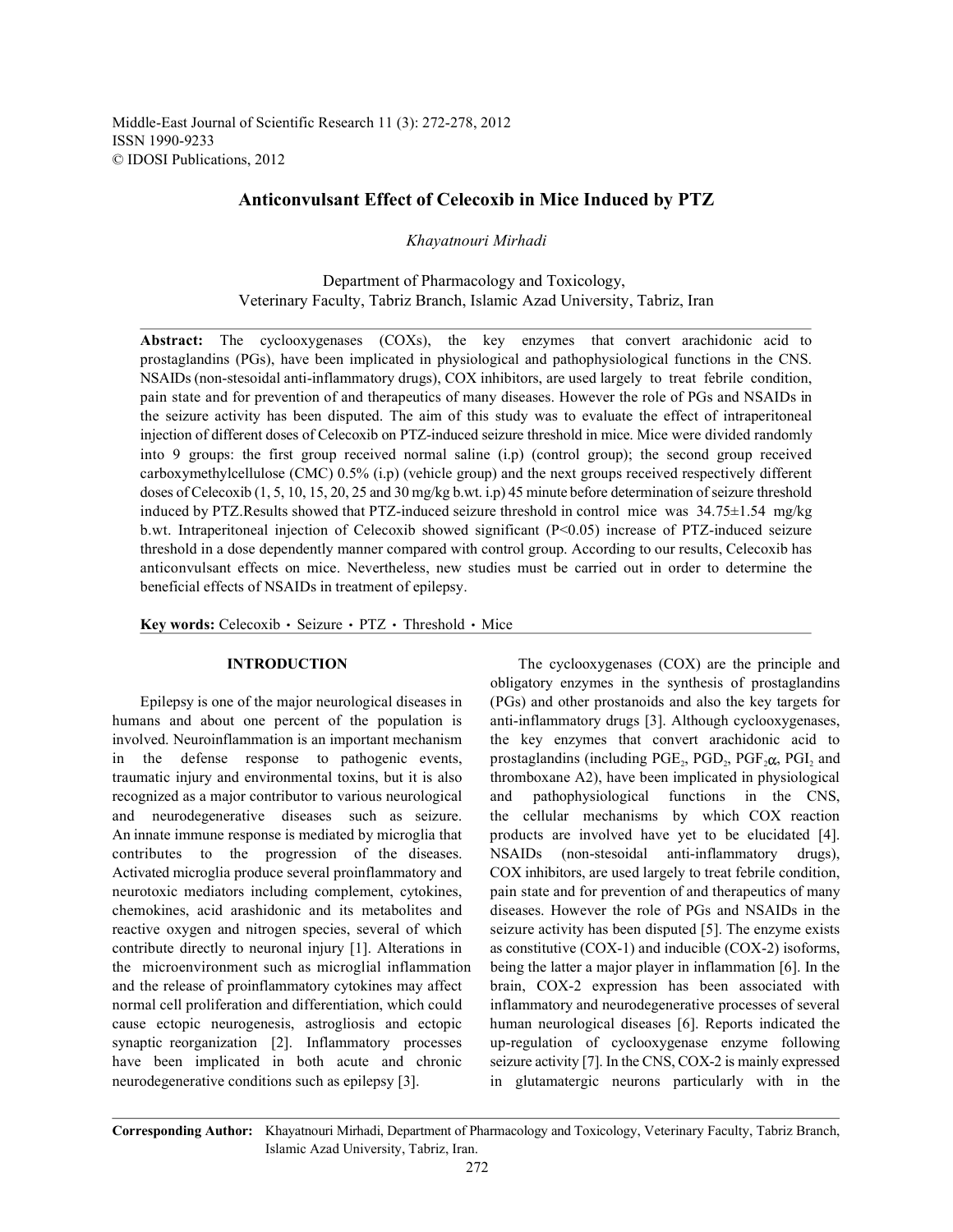# Anticonvulsant Effect of Celecoxib in Mice Induced by PTZ

*Khayatnouri Mirhadi*

Department of Pharmacology and Toxicology, Veterinary Faculty, Tabriz Branch, Islamic Azad University, Tabriz, Iran

**Abstract:** The cyclooxygenases (COXs), the key enzymes that convert arachidonic acid to prostaglandins (PGs), have been implicated in physiological and pathophysiological functions in the CNS. NSAIDs (non-stesoidal anti-inflammatory drugs), COX inhibitors, are used largely to treat febrile condition, pain state and for prevention of and therapeutics of many diseases. However the role of PGs and NSAIDs in the seizure activity has been disputed. The aim of this study was to evaluate the effect of intraperitoneal injection of different doses of Celecoxib on PTZ-induced seizure threshold in mice. Mice were divided randomly into 9 groups: the first group received normal saline (i.p) (control group); the second group received carboxymethylcellulose (CMC) 0.5% (i.p) (vehicle group) and the next groups received respectively different doses of Celecoxib (1, 5, 10, 15, 20, 25 and 30 mg/kg b.wt. i.p) 45 minute before determination of seizure threshold induced by PTZ.Results showed that PTZ-induced seizure threshold in control mice was 34.75±1.54 mg/kg b.wt. Intraperitoneal injection of Celecoxib showed significant ($P<0.05$) increase of PTZ-induced seizure threshold in a dose dependently manner compared with control group. According to our results, Celecoxib has anticonvulsant effects on mice. Nevertheless, new studies must be carried out in order to determine the beneficial effects of NSAIDs in treatment of epilepsy.

**Key words:** Celecoxib · Seizure · PTZ · Threshold · Mice

## INTRODUCTION

Epilepsy is one of the major neurological diseases in humans and about one percent of the population is involved. Neuroinflammation is an important mechanism in the defense response to pathogenic events, traumatic injury and environmental toxins, but it is also recognized as a major contributor to various neurological and neurodegenerative diseases such as seizure. An innate immune response is mediated by microglia that contributes to the progression of the diseases. Activated microglia produce several proinflammatory and neurotoxic mediators including complement, cytokines, chemokines, acid arashidonic and its metabolites and reactive oxygen and nitrogen species, several of which contribute directly to neuronal injury [1]. Alterations in the microenvironment such as microglial inflammation and the release of proinflammatory cytokines may affect normal cell proliferation and differentiation, which could cause ectopic neurogenesis, astrogliosis and ectopic synaptic reorganization [2]. Inflammatory processes have been implicated in both acute and chronic neurodegenerative conditions such as epilepsy [3].

The cyclooxygenases (COX) are the principle and obligatory enzymes in the synthesis of prostaglandins (PGs) and other prostanoids and also the key targets for anti-inflammatory drugs [3]. Although cyclooxygenases, the key enzymes that convert arachidonic acid to prostaglandins (including $PGE_2$, $PGD_2$, $PGF_{2}\alpha$, $PGI_2$ and thromboxane A2), have been implicated in physiological and pathophysiological functions in the CNS, the cellular mechanisms by which COX reaction products are involved have yet to be elucidated [4]. NSAIDs (non-stesoidal anti-inflammatory drugs), COX inhibitors, are used largely to treat febrile condition, pain state and for prevention of and therapeutics of many diseases. However the role of PGs and NSAIDs in the seizure activity has been disputed [5]. The enzyme exists as constitutive (COX-1) and inducible (COX-2) isoforms, being the latter a major player in inflammation [6]. In the brain, COX-2 expression has been associated with inflammatory and neurodegenerative processes of several human neurological diseases [6]. Reports indicated the up-regulation of cyclooxygenase enzyme following seizure activity [7]. In the CNS, COX-2 is mainly expressed in glutamatergic neurons particularly with in the

**Corresponding Author:** Khayatnouri Mirhadi, Department of Pharmacology and Toxicology, Veterinary Faculty, Tabriz Branch, Islamic Azad University, Tabriz, Iran.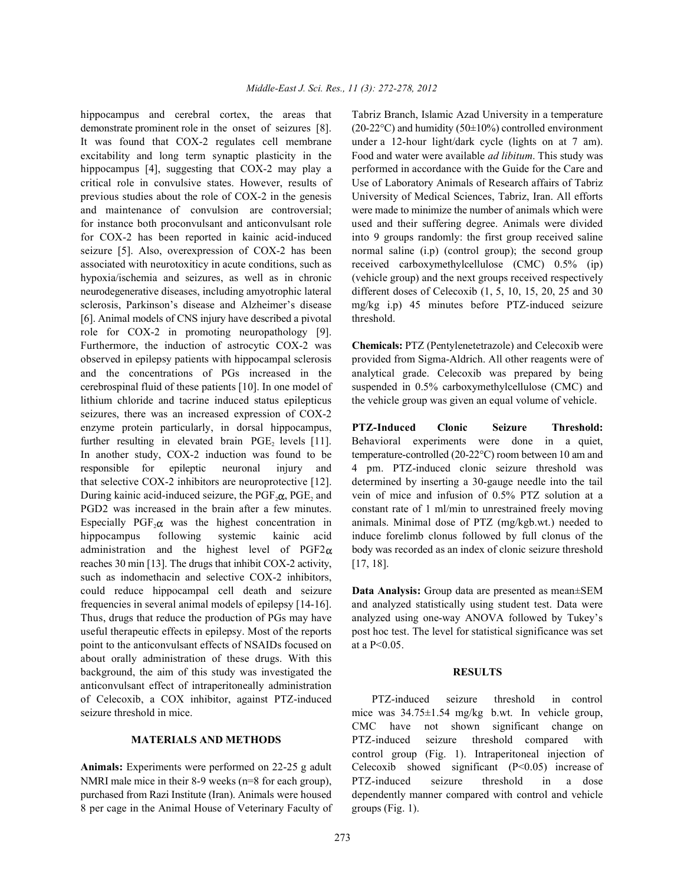hippocampus and cerebral cortex, the areas that demonstrate prominent role in the onset of seizures [8]. It was found that COX-2 regulates cell membrane excitability and long term synaptic plasticity in the hippocampus [4], suggesting that COX-2 may play a critical role in convulsive states. However, results of previous studies about the role of COX-2 in the genesis and maintenance of convulsion are controversial; for instance both proconvulsant and anticonvulsant role for COX-2 has been reported in kainic acid-induced seizure [5]. Also, overexpression of COX-2 has been associated with neurotoxiticy in acute conditions, such as hypoxia/ischemia and seizures, as well as in chronic neurodegenerative diseases, including amyotrophic lateral sclerosis, Parkinson's disease and Alzheimer's disease [6]. Animal models of CNS injury have described a pivotal role for COX-2 in promoting neuropathology [9]. Furthermore, the induction of astrocytic COX-2 was observed in epilepsy patients with hippocampal sclerosis and the concentrations of PGs increased in the cerebrospinal fluid of these patients [10]. In one model of lithium chloride and tacrine induced status epilepticus seizures, there was an increased expression of COX-2 enzyme protein particularly, in dorsal hippocampus, further resulting in elevated brain $PGE_2$ levels [11]. In another study, COX-2 induction was found to be responsible for epileptic neuronal injury and that selective COX-2 inhibitors are neuroprotective [12]. During kainic acid-induced seizure, the $PGF_2\alpha$, $PGE_2$ and PGD2 was increased in the brain after a few minutes. Especially $PGF_2\alpha$ was the highest concentration in hippocampus following systemic kainic acid administration and the highest level of $PGF2\alpha$ reaches 30 min [13]. The drugs that inhibit COX-2 activity, such as indomethacin and selective COX-2 inhibitors, could reduce hippocampal cell death and seizure frequencies in several animal models of epilepsy [14-16]. Thus, drugs that reduce the production of PGs may have useful therapeutic effects in epilepsy. Most of the reports point to the anticonvulsant effects of NSAIDs focused on about orally administration of these drugs. With this background, the aim of this study was investigated the anticonvulsant effect of intraperitoneally administration of Celecoxib, a COX inhibitor, against PTZ-induced seizure threshold in mice.

## MATERIALS AND METHODS

**Animals:** Experiments were performed on 22-25 g adult NMRI male mice in their 8-9 weeks (n=8 for each group), purchased from Razi Institute (Iran). Animals were housed 8 per cage in the Animal House of Veterinary Faculty of Tabriz Branch, Islamic Azad University in a temperature (20-22°C) and humidity (50±10%) controlled environment under a 12-hour light/dark cycle (lights on at 7 am). Food and water were available *ad libitum*. This study was performed in accordance with the Guide for the Care and Use of Laboratory Animals of Research affairs of Tabriz University of Medical Sciences, Tabriz, Iran. All efforts were made to minimize the number of animals which were used and their suffering degree. Animals were divided into 9 groups randomly: the first group received saline normal saline (i.p) (control group); the second group received carboxymethylcellulose (CMC) 0.5% (ip) (vehicle group) and the next groups received respectively different doses of Celecoxib (1, 5, 10, 15, 20, 25 and 30 mg/kg i.p) 45 minutes before PTZ-induced seizure threshold.

**Chemicals:** PTZ (Pentylenetetrazole) and Celecoxib were provided from Sigma-Aldrich. All other reagents were of analytical grade. Celecoxib was prepared by being suspended in 0.5% carboxymethylcellulose (CMC) and the vehicle group was given an equal volume of vehicle.

**PTZ-Induced Clonic Seizure Threshold:** Behavioral experiments were done in a quiet, temperature-controlled (20-22°C) room between 10 am and 4 pm. PTZ-induced clonic seizure threshold was determined by inserting a 30-gauge needle into the tail vein of mice and infusion of 0.5% PTZ solution at a constant rate of 1 ml/min to unrestrained freely moving animals. Minimal dose of PTZ (mg/kgb.wt.) needed to induce forelimb clonus followed by full clonus of the body was recorded as an index of clonic seizure threshold [17, 18].

**Data Analysis:** Group data are presented as mean±SEM and analyzed statistically using student test. Data were analyzed using one-way ANOVA followed by Tukey's post hoc test. The level for statistical significance was set at a $P<0.05$.

## RESULTS

PTZ-induced seizure threshold in control mice was 34.75±1.54 mg/kg b.wt. In vehicle group, CMC have not shown significant change on PTZ-induced seizure threshold compared with control group (Fig. 1). Intraperitoneal injection of Celecoxib showed significant ($P<0.05$) increase of PTZ-induced seizure threshold in a dose dependently manner compared with control and vehicle groups (Fig. 1).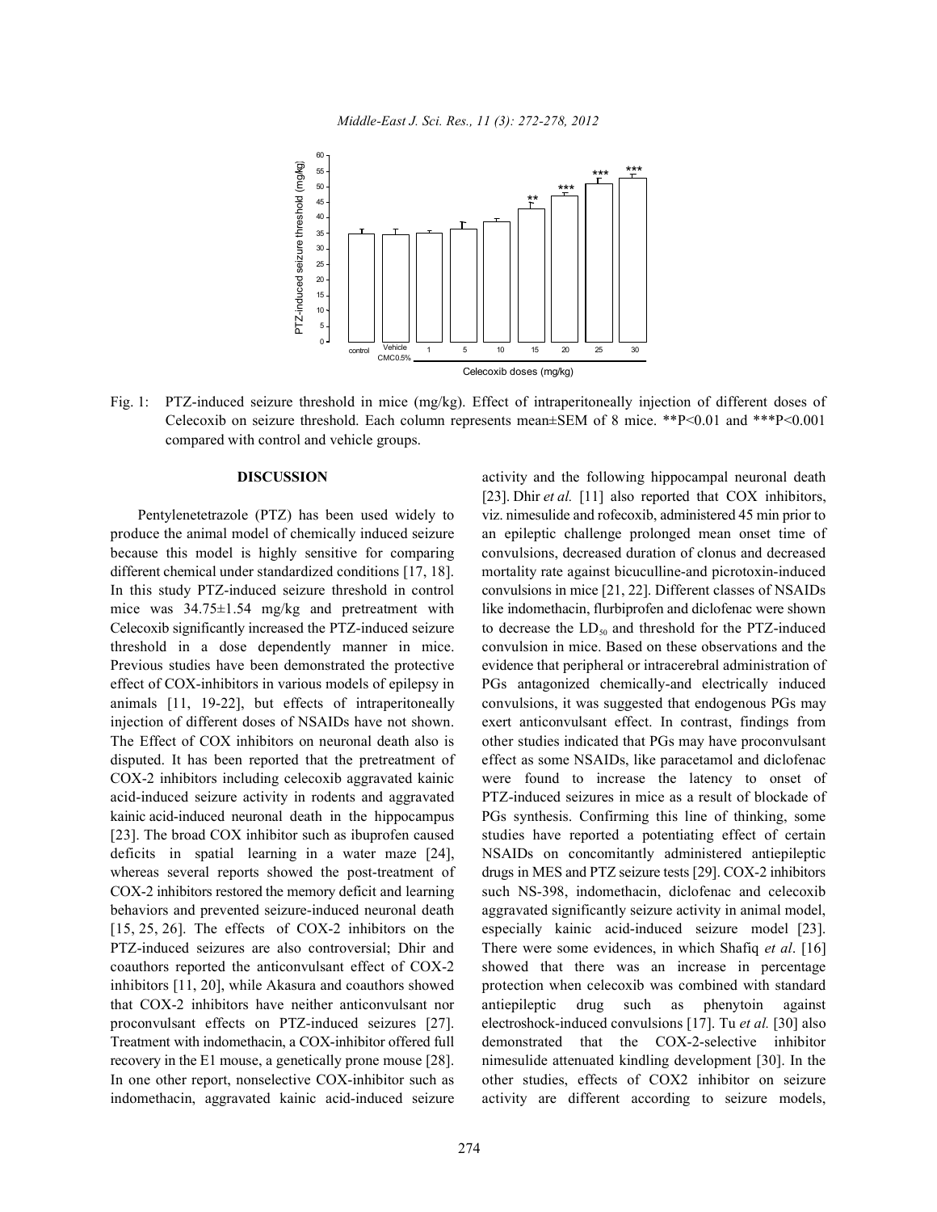Fig. 1: PTZ-induced seizure threshold in mice (mg/kg). Effect of intraperitoneally injection of different doses of Celecoxib on seizure threshold. Each column represents mean±SEM of 8 mice. **P<0.01 and ***P<0.001 compared with control and vehicle groups.

## DISCUSSION

Pentylenetetrazole (PTZ) has been used widely to produce the animal model of chemically induced seizure because this model is highly sensitive for comparing different chemical under standardized conditions [17, 18]. In this study PTZ-induced seizure threshold in control mice was 34.75±1.54 mg/kg and pretreatment with Celecoxib significantly increased the PTZ-induced seizure threshold in a dose dependently manner in mice. Previous studies have been demonstrated the protective effect of COX-inhibitors in various models of epilepsy in animals [11, 19-22], but effects of intraperitoneally injection of different doses of NSAIDs have not shown. The Effect of COX inhibitors on neuronal death also is disputed. It has been reported that the pretreatment of COX-2 inhibitors including celecoxib aggravated kainic acid-induced seizure activity in rodents and aggravated kainic acid-induced neuronal death in the hippocampus [23]. The broad COX inhibitor such as ibuprofen caused deficits in spatial learning in a water maze [24], whereas several reports showed the post-treatment of COX-2 inhibitors restored the memory deficit and learning behaviors and prevented seizure-induced neuronal death [15, 25, 26]. The effects of COX-2 inhibitors on the PTZ-induced seizures are also controversial; Dhir and coauthors reported the anticonvulsant effect of COX-2 inhibitors [11, 20], while Akasura and coauthors showed that COX-2 inhibitors have neither anticonvulsant nor proconvulsant effects on PTZ-induced seizures [27]. Treatment with indomethacin, a COX-inhibitor offered full recovery in the E1 mouse, a genetically prone mouse [28]. In one other report, nonselective COX-inhibitor such as indomethacin, aggravated kainic acid-induced seizure activity and the following hippocampal neuronal death [23]. Dhir *et al.* [11] also reported that COX inhibitors, viz. nimesulide and rofecoxib, administered 45 min prior to an epileptic challenge prolonged mean onset time of convulsions, decreased duration of clonus and decreased mortality rate against bicuculline-and picrotoxin-induced convulsions in mice [21, 22]. Different classes of NSAIDs like indomethacin, flurbiprofen and diclofenac were shown to decrease the $LD_{50}$ and threshold for the PTZ-induced convulsion in mice. Based on these observations and the evidence that peripheral or intracerebral administration of PGs antagonized chemically-and electrically induced convulsions, it was suggested that endogenous PGs may exert anticonvulsant effect. In contrast, findings from other studies indicated that PGs may have proconvulsant effect as some NSAIDs, like paracetamol and diclofenac were found to increase the latency to onset of PTZ-induced seizures in mice as a result of blockade of PGs synthesis. Confirming this line of thinking, some studies have reported a potentiating effect of certain NSAIDs on concomitantly administered antiepileptic drugs in MES and PTZ seizure tests [29]. COX-2 inhibitors such NS-398, indomethacin, diclofenac and celecoxib aggravated significantly seizure activity in animal model, especially kainic acid-induced seizure model [23]. There were some evidences, in which Shafiq *et al*. [16] showed that there was an increase in percentage protection when celecoxib was combined with standard antiepileptic drug such as phenytoin against electroshock-induced convulsions [17]. Tu *et al.* [30] also demonstrated that the COX-2-selective inhibitor nimesulide attenuated kindling development [30]. In the other studies, effects of COX2 inhibitor on seizure activity are different according to seizure models,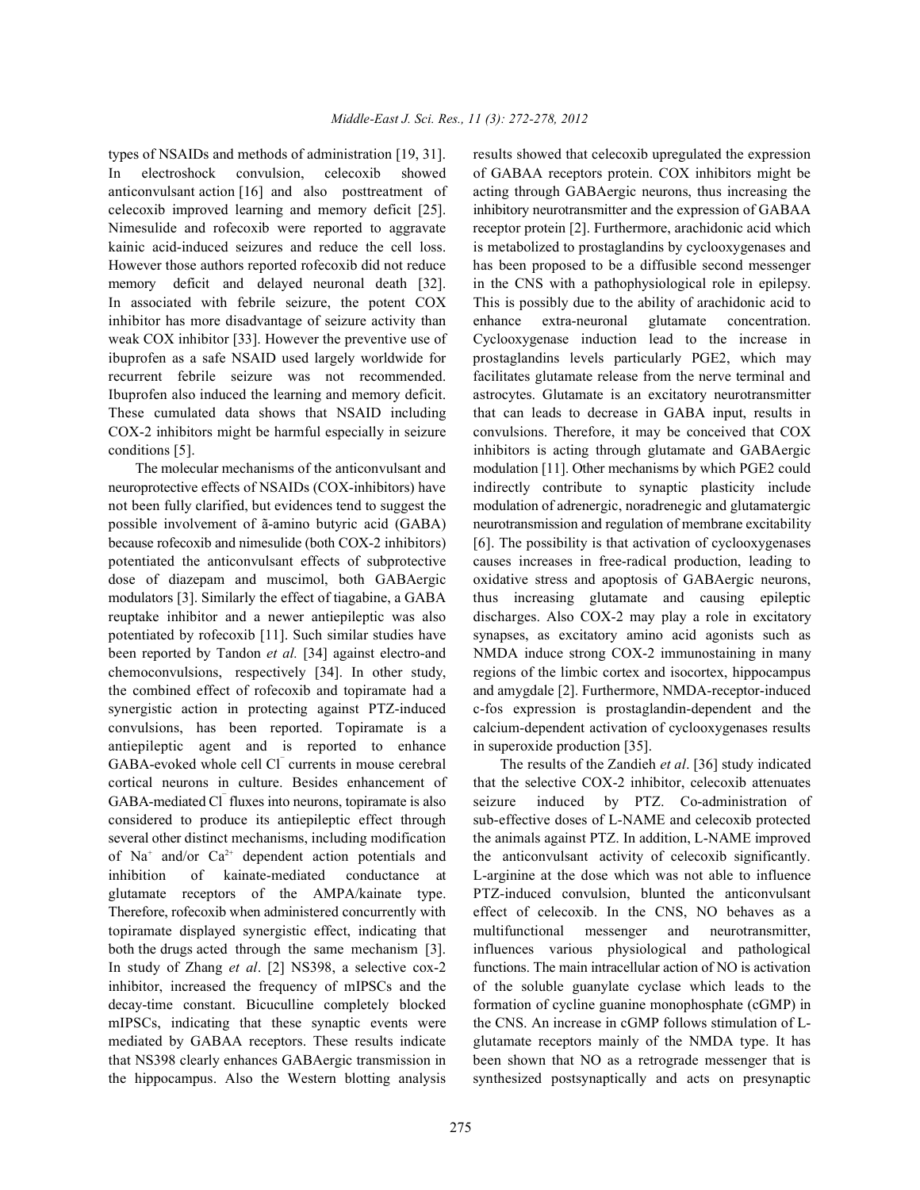types of NSAIDs and methods of administration [19, 31]. In electroshock convulsion, celecoxib showed anticonvulsant action [16] and also posttreatment of celecoxib improved learning and memory deficit [25]. Nimesulide and rofecoxib were reported to aggravate kainic acid-induced seizures and reduce the cell loss. However those authors reported rofecoxib did not reduce memory deficit and delayed neuronal death [32]. In associated with febrile seizure, the potent COX inhibitor has more disadvantage of seizure activity than weak COX inhibitor [33]. However the preventive use of ibuprofen as a safe NSAID used largely worldwide for recurrent febrile seizure was not recommended. Ibuprofen also induced the learning and memory deficit. These cumulated data shows that NSAID including COX-2 inhibitors might be harmful especially in seizure conditions [5].

The molecular mechanisms of the anticonvulsant and neuroprotective effects of NSAIDs (COX-inhibitors) have not been fully clarified, but evidences tend to suggest the possible involvement of ã-amino butyric acid (GABA) because rofecoxib and nimesulide (both COX-2 inhibitors) potentiated the anticonvulsant effects of subprotective dose of diazepam and muscimol, both GABAergic modulators [3]. Similarly the effect of tiagabine, a GABA reuptake inhibitor and a newer antiepileptic was also potentiated by rofecoxib [11]. Such similar studies have been reported by Tandon *et al.* [34] against electro-and chemoconvulsions, respectively [34]. In other study, the combined effect of rofecoxib and topiramate had a synergistic action in protecting against PTZ-induced convulsions, has been reported. Topiramate is a antiepileptic agent and is reported to enhance GABA-evoked whole cell $Cl^-$ currents in mouse cerebral cortical neurons in culture. Besides enhancement of GABA-mediated $Cl^-$ fluxes into neurons, topiramate is also considered to produce its antiepileptic effect through several other distinct mechanisms, including modification of $Na^+$ and/or $Ca^{2+}$ dependent action potentials and inhibition of kainate-mediated conductance at glutamate receptors of the AMPA/kainate type. Therefore, rofecoxib when administered concurrently with topiramate displayed synergistic effect, indicating that both the drugs acted through the same mechanism [3]. In study of Zhang *et al*. [2] NS398, a selective cox-2 inhibitor, increased the frequency of mIPSCs and the decay-time constant. Bicuculline completely blocked mIPSCs, indicating that these synaptic events were mediated by GABAA receptors. These results indicate that NS398 clearly enhances GABAergic transmission in the hippocampus. Also the Western blotting analysis results showed that celecoxib upregulated the expression of GABAA receptors protein. COX inhibitors might be acting through GABAergic neurons, thus increasing the inhibitory neurotransmitter and the expression of GABAA receptor protein [2]. Furthermore, arachidonic acid which is metabolized to prostaglandins by cyclooxygenases and has been proposed to be a diffusible second messenger in the CNS with a pathophysiological role in epilepsy. This is possibly due to the ability of arachidonic acid to enhance extra-neuronal glutamate concentration. Cyclooxygenase induction lead to the increase in prostaglandins levels particularly PGE2, which may facilitates glutamate release from the nerve terminal and astrocytes. Glutamate is an excitatory neurotransmitter that can leads to decrease in GABA input, results in convulsions. Therefore, it may be conceived that COX inhibitors is acting through glutamate and GABAergic modulation [11]. Other mechanisms by which PGE2 could indirectly contribute to synaptic plasticity include modulation of adrenergic, noradrenegic and glutamatergic neurotransmission and regulation of membrane excitability [6]. The possibility is that activation of cyclooxygenases causes increases in free-radical production, leading to oxidative stress and apoptosis of GABAergic neurons, thus increasing glutamate and causing epileptic discharges. Also COX-2 may play a role in excitatory synapses, as excitatory amino acid agonists such as NMDA induce strong COX-2 immunostaining in many regions of the limbic cortex and isocortex, hippocampus and amygdale [2]. Furthermore, NMDA-receptor-induced c-fos expression is prostaglandin-dependent and the calcium-dependent activation of cyclooxygenases results in superoxide production [35].

The results of the Zandieh *et al*. [36] study indicated that the selective COX-2 inhibitor, celecoxib attenuates seizure induced by PTZ. Co-administration of sub-effective doses of L-NAME and celecoxib protected the animals against PTZ. In addition, L-NAME improved the anticonvulsant activity of celecoxib significantly. L-arginine at the dose which was not able to influence PTZ-induced convulsion, blunted the anticonvulsant effect of celecoxib. In the CNS, NO behaves as a multifunctional messenger and neurotransmitter, influences various physiological and pathological functions. The main intracellular action of NO is activation of the soluble guanylate cyclase which leads to the formation of cycline guanine monophosphate (cGMP) in the CNS. An increase in cGMP follows stimulation of L-glutamate receptors mainly of the NMDA type. It has been shown that NO as a retrograde messenger that is synthesized postsynaptically and acts on presynaptic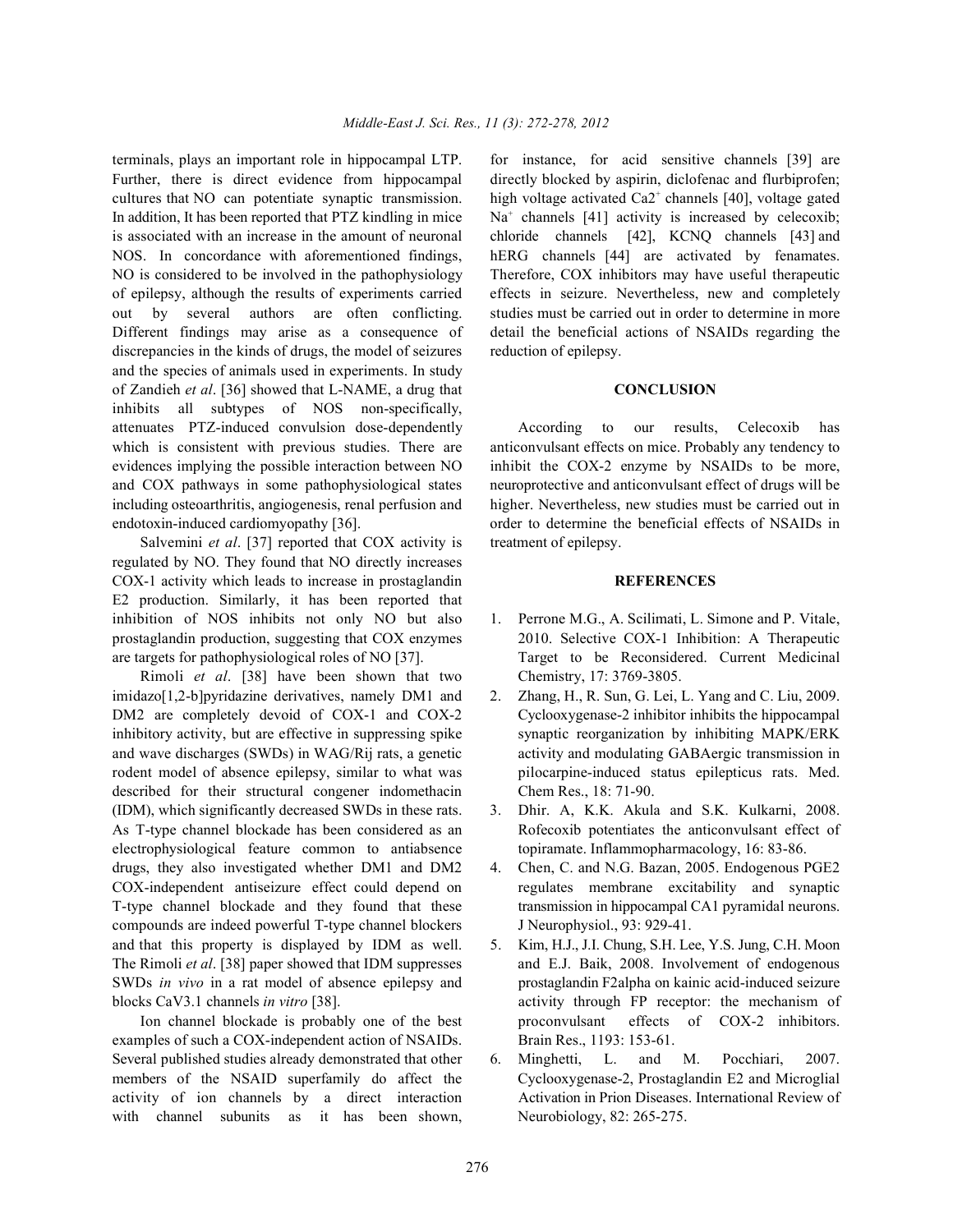terminals, plays an important role in hippocampal LTP. Further, there is direct evidence from hippocampal cultures that NO can potentiate synaptic transmission. In addition, It has been reported that PTZ kindling in mice is associated with an increase in the amount of neuronal NOS. In concordance with aforementioned findings, NO is considered to be involved in the pathophysiology of epilepsy, although the results of experiments carried out by several authors are often conflicting. Different findings may arise as a consequence of discrepancies in the kinds of drugs, the model of seizures and the species of animals used in experiments. In study of Zandieh *et al*. [36] showed that L-NAME, a drug that inhibits all subtypes of NOS non-specifically, attenuates PTZ-induced convulsion dose-dependently which is consistent with previous studies. There are evidences implying the possible interaction between NO and COX pathways in some pathophysiological states including osteoarthritis, angiogenesis, renal perfusion and endotoxin-induced cardiomyopathy [36].

Salvemini *et al*. [37] reported that COX activity is regulated by NO. They found that NO directly increases COX-1 activity which leads to increase in prostaglandin E2 production. Similarly, it has been reported that inhibition of NOS inhibits not only NO but also prostaglandin production, suggesting that COX enzymes are targets for pathophysiological roles of NO [37].

Rimoli *et al*. [38] have been shown that two imidazo[1,2-b]pyridazine derivatives, namely DM1 and DM2 are completely devoid of COX-1 and COX-2 inhibitory activity, but are effective in suppressing spike and wave discharges (SWDs) in WAG/Rij rats, a genetic rodent model of absence epilepsy, similar to what was described for their structural congener indomethacin (IDM), which significantly decreased SWDs in these rats. As T-type channel blockade has been considered as an electrophysiological feature common to antiabsence drugs, they also investigated whether DM1 and DM2 COX-independent antiseizure effect could depend on T-type channel blockade and they found that these compounds are indeed powerful T-type channel blockers and that this property is displayed by IDM as well. The Rimoli *et al*. [38] paper showed that IDM suppresses SWDs *in vivo* in a rat model of absence epilepsy and blocks CaV3.1 channels *in vitro* [38].

Ion channel blockade is probably one of the best examples of such a COX-independent action of NSAIDs. Several published studies already demonstrated that other members of the NSAID superfamily do affect the activity of ion channels by a direct interaction with channel subunits as it has been shown, for instance, for acid sensitive channels [39] are directly blocked by aspirin, diclofenac and flurbiprofen; high voltage activated $Ca2^+$ channels [40], voltage gated $Na^+$ channels [41] activity is increased by celecoxib; chloride channels [42], KCNQ channels [43] and hERG channels [44] are activated by fenamates. Therefore, COX inhibitors may have useful therapeutic effects in seizure. Nevertheless, new and completely studies must be carried out in order to determine in more detail the beneficial actions of NSAIDs regarding the reduction of epilepsy.

## CONCLUSION

According to our results, Celecoxib has anticonvulsant effects on mice. Probably any tendency to inhibit the COX-2 enzyme by NSAIDs to be more, neuroprotective and anticonvulsant effect of drugs will be higher. Nevertheless, new studies must be carried out in order to determine the beneficial effects of NSAIDs in treatment of epilepsy.

## REFERENCES

1. Perrone M.G., A. Scilimati, L. Simone and P. Vitale, 2010. Selective COX-1 Inhibition: A Therapeutic Target to be Reconsidered. Current Medicinal Chemistry, 17: 3769-3805.
2. Zhang, H., R. Sun, G. Lei, L. Yang and C. Liu, 2009. Cyclooxygenase-2 inhibitor inhibits the hippocampal synaptic reorganization by inhibiting MAPK/ERK activity and modulating GABAergic transmission in pilocarpine-induced status epilepticus rats. Med. Chem Res., 18: 71-90.
3. Dhir. A, K.K. Akula and S.K. Kulkarni, 2008. Rofecoxib potentiates the anticonvulsant effect of topiramate. Inflammopharmacology, 16: 83-86.
4. Chen, C. and N.G. Bazan, 2005. Endogenous PGE2 regulates membrane excitability and synaptic transmission in hippocampal CA1 pyramidal neurons. J Neurophysiol., 93: 929-41.
5. Kim, H.J., J.I. Chung, S.H. Lee, Y.S. Jung, C.H. Moon and E.J. Baik, 2008. Involvement of endogenous prostaglandin F2alpha on kainic acid-induced seizure activity through FP receptor: the mechanism of proconvulsant effects of COX-2 inhibitors. Brain Res., 1193: 153-61.
6. Minghetti, L. and M. Pocchiari, 2007. Cyclooxygenase-2, Prostaglandin E2 and Microglial Activation in Prion Diseases. International Review of Neurobiology, 82: 265-275.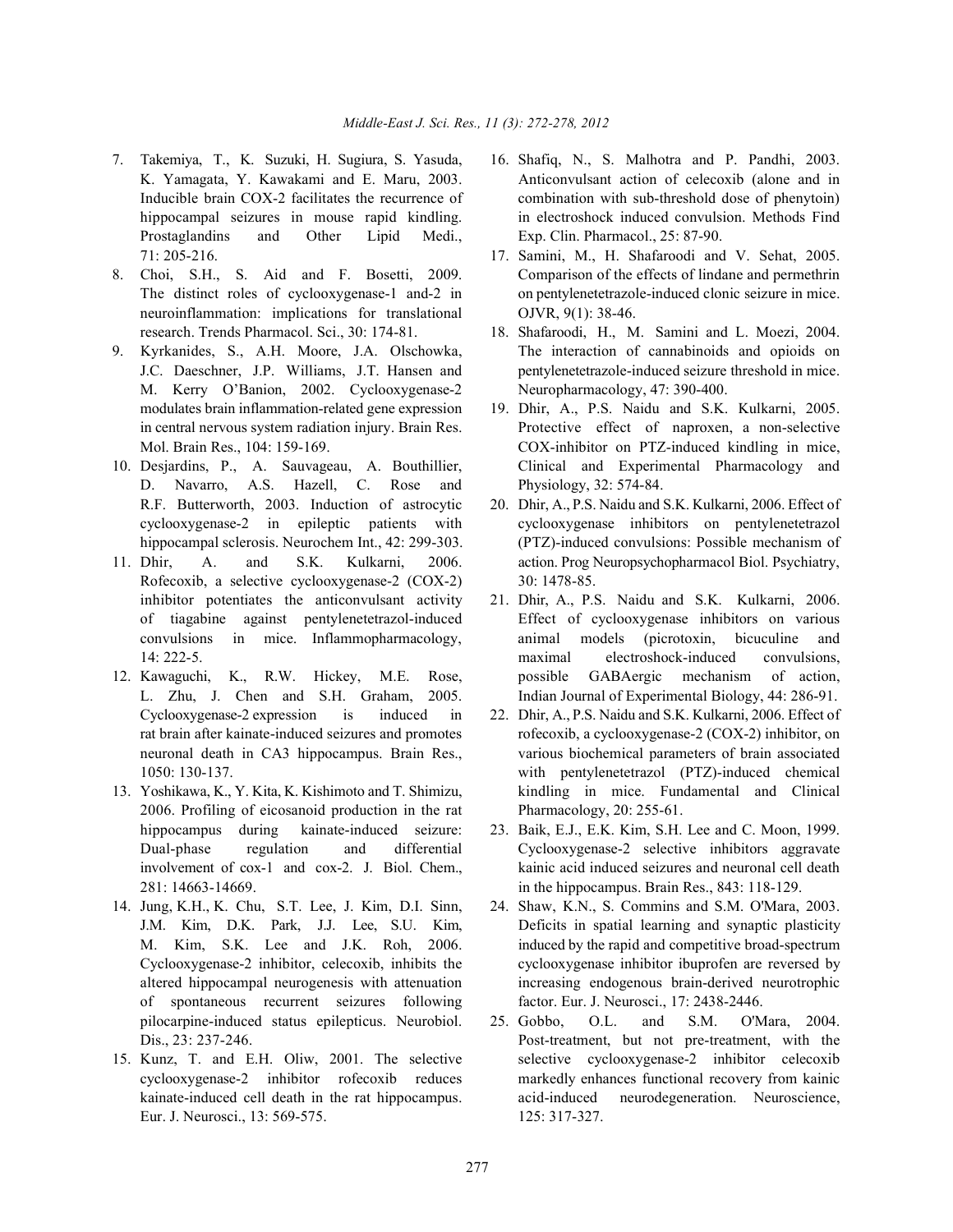7. Takemiya, T., K. Suzuki, H. Sugiura, S. Yasuda, K. Yamagata, Y. Kawakami and E. Maru, 2003. Inducible brain COX-2 facilitates the recurrence of hippocampal seizures in mouse rapid kindling. Prostaglandins and Other Lipid Medi., 71: 205-216.
8. Choi, S.H., S. Aid and F. Bosetti, 2009. The distinct roles of cyclooxygenase-1 and-2 in neuroinflammation: implications for translational research. Trends Pharmacol. Sci., 30: 174-81.
9. Kyrkanides, S., A.H. Moore, J.A. Olschowka, J.C. Daeschner, J.P. Williams, J.T. Hansen and M. Kerry O'Banion, 2002. Cyclooxygenase-2 modulates brain inflammation-related gene expression in central nervous system radiation injury. Brain Res. Mol. Brain Res., 104: 159-169.
10. Desjardins, P., A. Sauvageau, A. Bouthillier, D. Navarro, A.S. Hazell, C. Rose and R.F. Butterworth, 2003. Induction of astrocytic cyclooxygenase-2 in epileptic patients with hippocampal sclerosis. Neurochem Int., 42: 299-303.
11. Dhir, A. and S.K. Kulkarni, 2006. Rofecoxib, a selective cyclooxygenase-2 (COX-2) inhibitor potentiates the anticonvulsant activity of tiagabine against pentylenetetrazol-induced convulsions in mice. Inflammopharmacology, 14: 222-5.
12. Kawaguchi, K., R.W. Hickey, M.E. Rose, L. Zhu, J. Chen and S.H. Graham, 2005. Cyclooxygenase-2 expression is induced in rat brain after kainate-induced seizures and promotes neuronal death in CA3 hippocampus. Brain Res., 1050: 130-137.
13. Yoshikawa, K., Y. Kita, K. Kishimoto and T. Shimizu, 2006. Profiling of eicosanoid production in the rat hippocampus during kainate-induced seizure: Dual-phase regulation and differential involvement of cox-1 and cox-2. J. Biol. Chem., 281: 14663-14669.
14. Jung, K.H., K. Chu, S.T. Lee, J. Kim, D.I. Sinn, J.M. Kim, D.K. Park, J.J. Lee, S.U. Kim, M. Kim, S.K. Lee and J.K. Roh, 2006. Cyclooxygenase-2 inhibitor, celecoxib, inhibits the altered hippocampal neurogenesis with attenuation of spontaneous recurrent seizures following pilocarpine-induced status epilepticus. Neurobiol. Dis., 23: 237-246.
15. Kunz, T. and E.H. Oliw, 2001. The selective cyclooxygenase-2 inhibitor rofecoxib reduces kainate-induced cell death in the rat hippocampus. Eur. J. Neurosci., 13: 569-575.
16. Shafiq, N., S. Malhotra and P. Pandhi, 2003. Anticonvulsant action of celecoxib (alone and in combination with sub-threshold dose of phenytoin) in electroshock induced convulsion. Methods Find Exp. Clin. Pharmacol., 25: 87-90.
17. Samini, M., H. Shafaroodi and V. Sehat, 2005. Comparison of the effects of lindane and permethrin on pentylenetetrazole-induced clonic seizure in mice. OJVR, 9(1): 38-46.
18. Shafaroodi, H., M. Samini and L. Moezi, 2004. The interaction of cannabinoids and opioids on pentylenetetrazole-induced seizure threshold in mice. Neuropharmacology, 47: 390-400.
19. Dhir, A., P.S. Naidu and S.K. Kulkarni, 2005. Protective effect of naproxen, a non-selective COX-inhibitor on PTZ-induced kindling in mice, Clinical and Experimental Pharmacology and Physiology, 32: 574-84.
20. Dhir, A., P.S. Naidu and S.K. Kulkarni, 2006. Effect of cyclooxygenase inhibitors on pentylenetetrazol (PTZ)-induced convulsions: Possible mechanism of action. Prog Neuropsychopharmacol Biol. Psychiatry, 30: 1478-85.
21. Dhir, A., P.S. Naidu and S.K. Kulkarni, 2006. Effect of cyclooxygenase inhibitors on various animal models (picrotoxin, bicuculine and maximal electroshock-induced convulsions, possible GABAergic mechanism of action, Indian Journal of Experimental Biology, 44: 286-91.
22. Dhir, A., P.S. Naidu and S.K. Kulkarni, 2006. Effect of rofecoxib, a cyclooxygenase-2 (COX-2) inhibitor, on various biochemical parameters of brain associated with pentylenetetrazol (PTZ)-induced chemical kindling in mice. Fundamental and Clinical Pharmacology, 20: 255-61.
23. Baik, E.J., E.K. Kim, S.H. Lee and C. Moon, 1999. Cyclooxygenase-2 selective inhibitors aggravate kainic acid induced seizures and neuronal cell death in the hippocampus. Brain Res., 843: 118-129.
24. Shaw, K.N., S. Commins and S.M. O'Mara, 2003. Deficits in spatial learning and synaptic plasticity induced by the rapid and competitive broad-spectrum cyclooxygenase inhibitor ibuprofen are reversed by increasing endogenous brain-derived neurotrophic factor. Eur. J. Neurosci., 17: 2438-2446.
25. Gobbo, O.L. and S.M. O'Mara, 2004. Post-treatment, but not pre-treatment, with the selective cyclooxygenase-2 inhibitor celecoxib markedly enhances functional recovery from kainic acid-induced neurodegeneration. Neuroscience, 125: 317-327.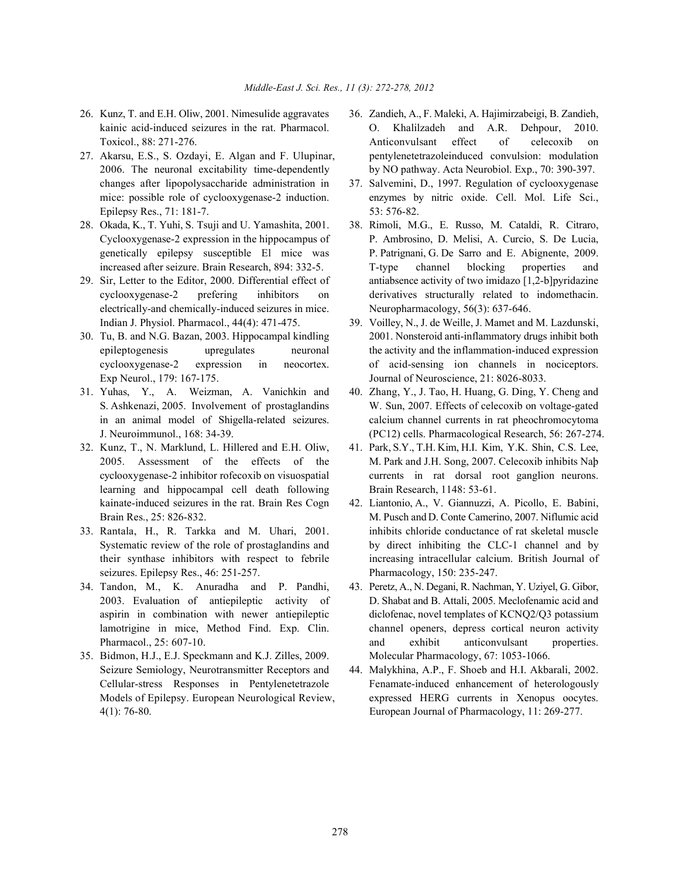26. Kunz, T. and E.H. Oliw, 2001. Nimesulide aggravates kainic acid-induced seizures in the rat. Pharmacol. Toxicol., 88: 271-276.
27. Akarsu, E.S., S. Ozdayi, E. Algan and F. Ulupinar, 2006. The neuronal excitability time-dependently changes after lipopolysaccharide administration in mice: possible role of cyclooxygenase-2 induction. Epilepsy Res., 71: 181-7.
28. Okada, K., T. Yuhi, S. Tsuji and U. Yamashita, 2001. Cyclooxygenase-2 expression in the hippocampus of genetically epilepsy susceptible El mice was increased after seizure. Brain Research, 894: 332-5.
29. Sir, Letter to the Editor, 2000. Differential effect of cyclooxygenase-2 prefering inhibitors on electrically-and chemically-induced seizures in mice. Indian J. Physiol. Pharmacol., 44(4): 471-475.
30. Tu, B. and N.G. Bazan, 2003. Hippocampal kindling epileptogenesis upregulates neuronal cyclooxygenase-2 expression in neocortex. Exp Neurol., 179: 167-175.
31. Yuhas, Y., A. Weizman, A. Vanichkin and S. Ashkenazi, 2005. Involvement of prostaglandins in an animal model of Shigella-related seizures. J. Neuroimmunol., 168: 34-39.
32. Kunz, T., N. Marklund, L. Hillered and E.H. Oliw, 2005. Assessment of the effects of the cyclooxygenase-2 inhibitor rofecoxib on visuospatial learning and hippocampal cell death following kainate-induced seizures in the rat. Brain Res Cogn Brain Res., 25: 826-832.
33. Rantala, H., R. Tarkka and M. Uhari, 2001. Systematic review of the role of prostaglandins and their synthase inhibitors with respect to febrile seizures. Epilepsy Res., 46: 251-257.
34. Tandon, M., K. Anuradha and P. Pandhi, 2003. Evaluation of antiepileptic activity of aspirin in combination with newer antiepileptic lamotrigine in mice, Method Find. Exp. Clin. Pharmacol., 25: 607-10.
35. Bidmon, H.J., E.J. Speckmann and K.J. Zilles, 2009. Seizure Semiology, Neurotransmitter Receptors and Cellular-stress Responses in Pentylenetetrazole Models of Epilepsy. European Neurological Review, 4(1): 76-80.
36. Zandieh, A., F. Maleki, A. Hajimirzabeigi, B. Zandieh, O. Khalilzadeh and A.R. Dehpour, 2010. Anticonvulsant effect of celecoxib on pentylenetetrazoleinduced convulsion: modulation by NO pathway. Acta Neurobiol. Exp., 70: 390-397.
37. Salvemini, D., 1997. Regulation of cyclooxygenase enzymes by nitric oxide. Cell. Mol. Life Sci., 53: 576-82.
38. Rimoli, M.G., E. Russo, M. Cataldi, R. Citraro, P. Ambrosino, D. Melisi, A. Curcio, S. De Lucia, P. Patrignani, G. De Sarro and E. Abignente, 2009. T-type channel blocking properties and antiabsence activity of two imidazo [1,2-b]pyridazine derivatives structurally related to indomethacin. Neuropharmacology, 56(3): 637-646.
39. Voilley, N., J. de Weille, J. Mamet and M. Lazdunski, 2001. Nonsteroid anti-inflammatory drugs inhibit both the activity and the inflammation-induced expression of acid-sensing ion channels in nociceptors. Journal of Neuroscience, 21: 8026-8033.
40. Zhang, Y., J. Tao, H. Huang, G. Ding, Y. Cheng and W. Sun, 2007. Effects of celecoxib on voltage-gated calcium channel currents in rat pheochromocytoma (PC12) cells. Pharmacological Research, 56: 267-274.
41. Park, S.Y., T.H. Kim, H.I. Kim, Y.K. Shin, C.S. Lee, M. Park and J.H. Song, 2007. Celecoxib inhibits Naþ currents in rat dorsal root ganglion neurons. Brain Research, 1148: 53-61.
42. Liantonio, A., V. Giannuzzi, A. Picollo, E. Babini, M. Pusch and D. Conte Camerino, 2007. Niflumic acid inhibits chloride conductance of rat skeletal muscle by direct inhibiting the CLC-1 channel and by increasing intracellular calcium. British Journal of Pharmacology, 150: 235-247.
43. Peretz, A., N. Degani, R. Nachman, Y. Uziyel, G. Gibor, D. Shabat and B. Attali, 2005. Meclofenamic acid and diclofenac, novel templates of KCNQ2/Q3 potassium channel openers, depress cortical neuron activity and exhibit anticonvulsant properties. Molecular Pharmacology, 67: 1053-1066.
44. Malykhina, A.P., F. Shoeb and H.I. Akbarali, 2002. Fenamate-induced enhancement of heterologously expressed HERG currents in Xenopus oocytes. European Journal of Pharmacology, 11: 269-277.